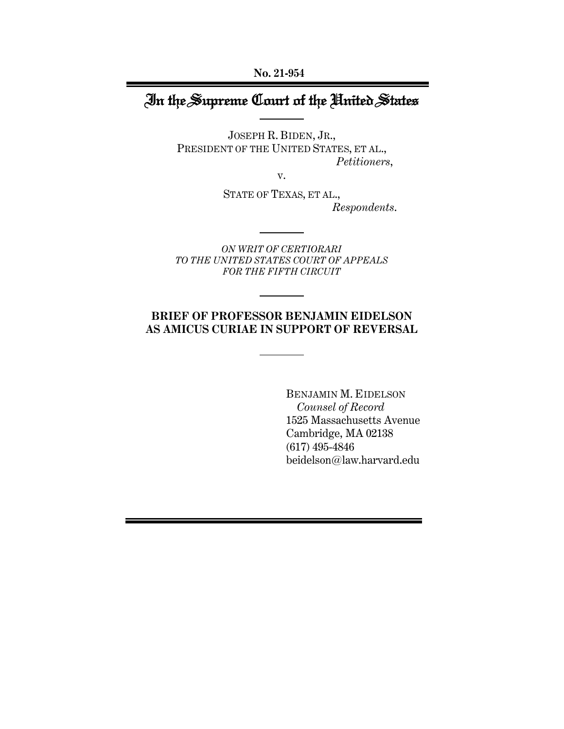**No. 21-954**

# In the Supreme Court of the United States

JOSEPH R. BIDEN, JR.,
PRESIDENT OF THE UNITED STATES, ET AL.,
*Petitioners*,

v.

STATE OF TEXAS, ET AL.,
*Respondents*.

*ON WRIT OF CERTIORARI*
*TO THE UNITED STATES COURT OF APPEALS*
*FOR THE FIFTH CIRCUIT*

**BRIEF OF PROFESSOR BENJAMIN EIDELSON AS AMICUS CURIAE IN SUPPORT OF REVERSAL**

BENJAMIN M. EIDELSON
*Counsel of Record*
1525 Massachusetts Avenue
Cambridge, MA 02138
(617) 495-4846
beidelson@law.harvard.edu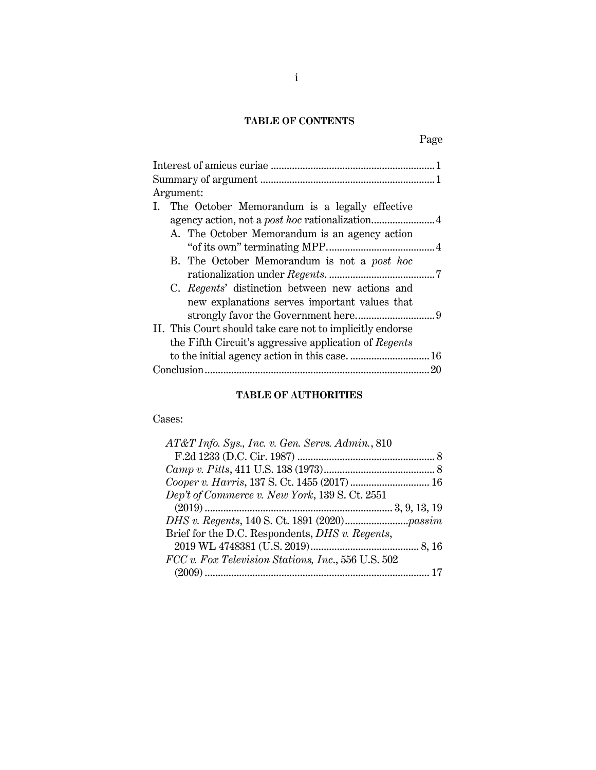## TABLE OF CONTENTS

Page

Interest of amicus curiae .......................................................... 1

Summary of argument ............................................................... 1

Argument:

I. The October Memorandum is a legally effective agency action, not a *post hoc* rationalization........................ 4

   A. The October Memorandum is an agency action "of its own" terminating MPP......................................... 4

   B. The October Memorandum is not a *post hoc* rationalization under *Regents*. ......................................... 7

   C. *Regents*' distinction between new actions and new explanations serves important values that strongly favor the Government here............................. 9

II. This Court should take care not to implicitly endorse the Fifth Circuit's aggressive application of *Regents* to the initial agency action in this case. ............................ 16

Conclusion.................................................................................... 20

## TABLE OF AUTHORITIES

Cases:

*AT&T Info. Sys., Inc. v. Gen. Servs. Admin.*, 810 F.2d 1233 (D.C. Cir. 1987) .................................................... 8

*Camp v. Pitts*, 411 U.S. 138 (1973).......................................... 8

*Cooper v. Harris*, 137 S. Ct. 1455 (2017) ............................. 16

*Dep't of Commerce v. New York*, 139 S. Ct. 2551 (2019) ...................................................................... 3, 9, 13, 19

*DHS v. Regents*, 140 S. Ct. 1891 (2020)........................*passim*

Brief for the D.C. Respondents, *DHS v. Regents*, 2019 WL 4748381 (U.S. 2019)......................................... 8, 16

*FCC v. Fox Television Stations, Inc.*, 556 U.S. 502 (2009) .................................................................................... 17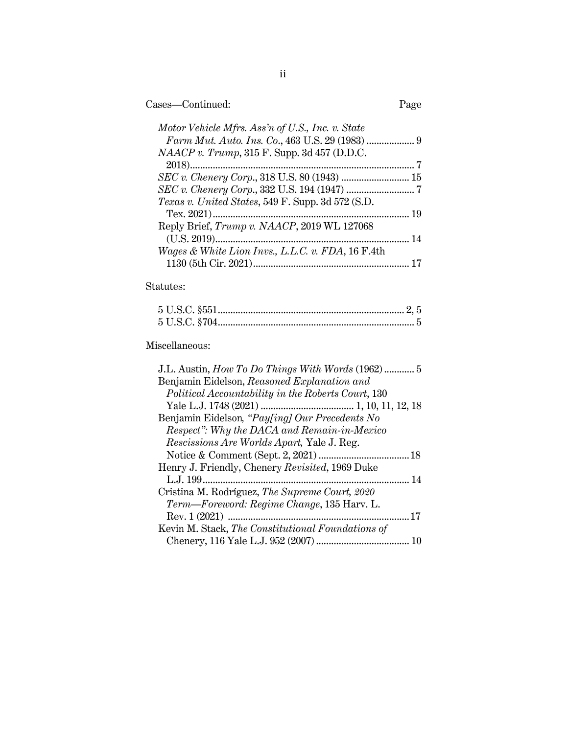Cases—Continued: Page

*Motor Vehicle Mfrs. Ass'n of U.S., Inc. v. State Farm Mut. Auto. Ins. Co.*, 463 U.S. 29 (1983) ................... 9

*NAACP v. Trump*, 315 F. Supp. 3d 457 (D.D.C. 2018)........................................................................ 7

*SEC v. Chenery Corp.*, 318 U.S. 80 (1943) ........................... 15

*SEC v. Chenery Corp.*, 332 U.S. 194 (1947) ........................... 7

*Texas v. United States*, 549 F. Supp. 3d 572 (S.D. Tex. 2021)............................................................................. 19

Reply Brief, *Trump v. NAACP*, 2019 WL 127068 (U.S. 2019)............................................................................ 14

*Wages & White Lion Invs., L.L.C. v. FDA*, 16 F.4th 1130 (5th Cir. 2021)............................................................. 17

Statutes:

5 U.S.C. §551......................................................................... 2, 5

5 U.S.C. §704............................................................................. 5

Miscellaneous:

J.L. Austin, *How To Do Things With Words* (1962)............ 5

Benjamin Eidelson, *Reasoned Explanation and Political Accountability in the Roberts Court*, 130 Yale L.J. 1748 (2021) ..................................... 1, 10, 11, 12, 18

Benjamin Eidelson, *"Pay[ing] Our Precedents No Respect": Why the DACA and Remain-in-Mexico Rescissions Are Worlds Apart,* Yale J. Reg. Notice & Comment (Sept. 2, 2021) .................................... 18

Henry J. Friendly, Chenery *Revisited*, 1969 Duke L.J. 199.................................................................................. 14

Cristina M. Rodríguez, *The Supreme Court, 2020 Term—Foreword: Regime Change*, 135 Harv. L. Rev. 1 (2021) ....................................................................... 17

Kevin M. Stack, *The Constitutional Foundations of* Chenery, 116 Yale L.J. 952 (2007) ..................................... 10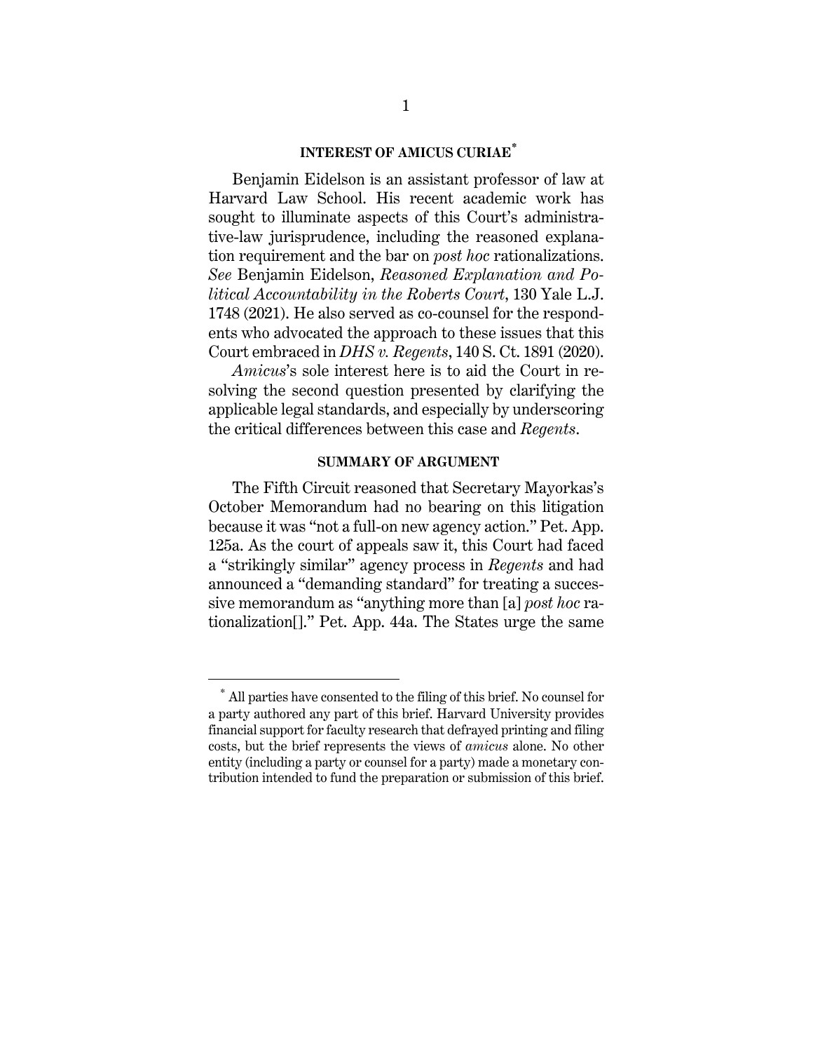## INTEREST OF AMICUS CURIAE[*]

Benjamin Eidelson is an assistant professor of law at Harvard Law School. His recent academic work has sought to illuminate aspects of this Court's administrative-law jurisprudence, including the reasoned explanation requirement and the bar on *post hoc* rationalizations. *See* Benjamin Eidelson, *Reasoned Explanation and Political Accountability in the Roberts Court*, 130 Yale L.J. 1748 (2021). He also served as co-counsel for the respondents who advocated the approach to these issues that this Court embraced in *DHS v. Regents*, 140 S. Ct. 1891 (2020).

*Amicus*'s sole interest here is to aid the Court in resolving the second question presented by clarifying the applicable legal standards, and especially by underscoring the critical differences between this case and *Regents*.

## SUMMARY OF ARGUMENT

The Fifth Circuit reasoned that Secretary Mayorkas's October Memorandum had no bearing on this litigation because it was "not a full-on new agency action." Pet. App. 125a. As the court of appeals saw it, this Court had faced a "strikingly similar" agency process in *Regents* and had announced a "demanding standard" for treating a successive memorandum as "anything more than [a] *post hoc* rationalization[]." Pet. App. 44a. The States urge the same

---

[*] All parties have consented to the filing of this brief. No counsel for a party authored any part of this brief. Harvard University provides financial support for faculty research that defrayed printing and filing costs, but the brief represents the views of *amicus* alone. No other entity (including a party or counsel for a party) made a monetary contribution intended to fund the preparation or submission of this brief.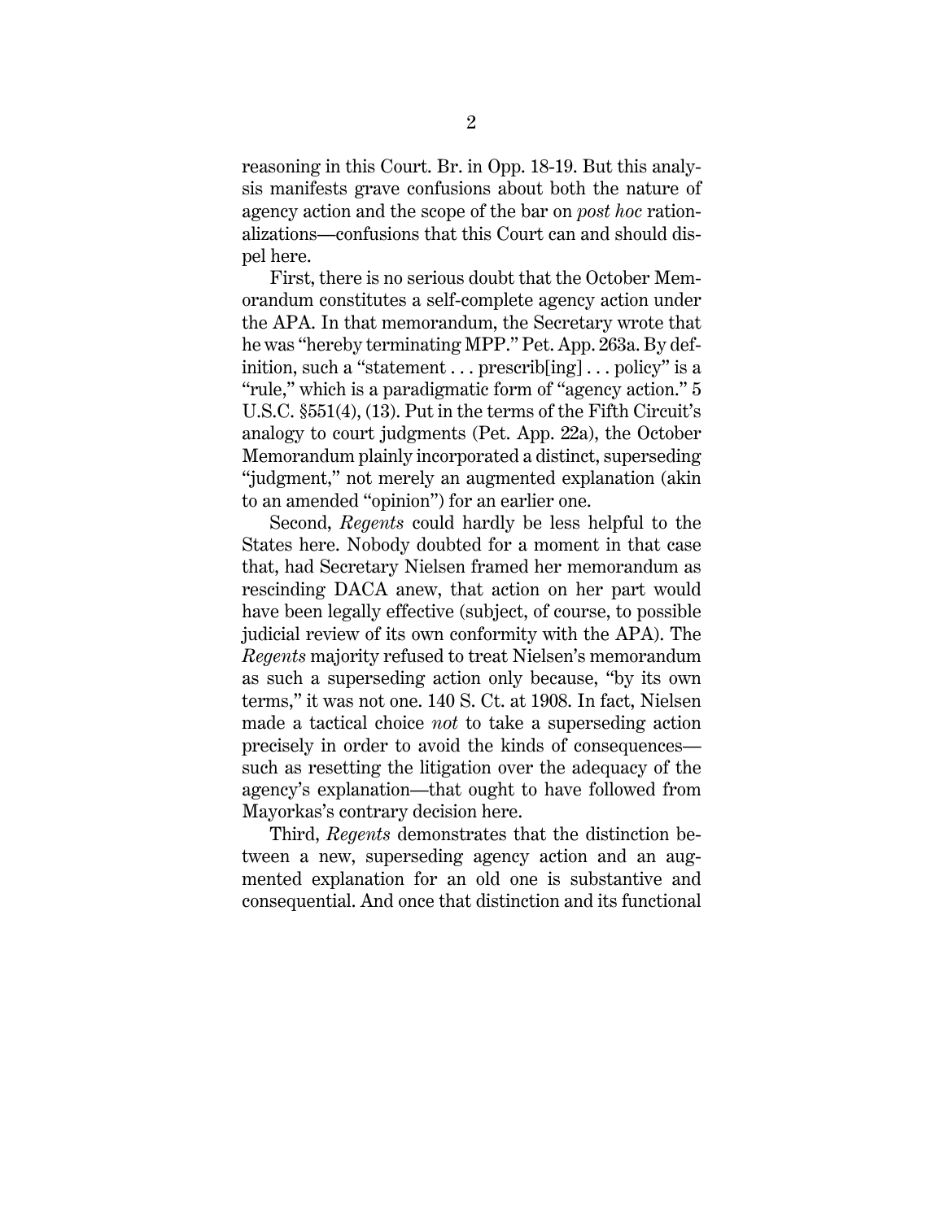reasoning in this Court. Br. in Opp. 18-19. But this analysis manifests grave confusions about both the nature of agency action and the scope of the bar on *post hoc* rationalizations—confusions that this Court can and should dispel here.

First, there is no serious doubt that the October Memorandum constitutes a self-complete agency action under the APA. In that memorandum, the Secretary wrote that he was "hereby terminating MPP." Pet. App. 263a. By definition, such a "statement . . . prescrib[ing] . . . policy" is a "rule," which is a paradigmatic form of "agency action." 5 U.S.C. §551(4), (13). Put in the terms of the Fifth Circuit's analogy to court judgments (Pet. App. 22a), the October Memorandum plainly incorporated a distinct, superseding "judgment," not merely an augmented explanation (akin to an amended "opinion") for an earlier one.

Second, *Regents* could hardly be less helpful to the States here. Nobody doubted for a moment in that case that, had Secretary Nielsen framed her memorandum as rescinding DACA anew, that action on her part would have been legally effective (subject, of course, to possible judicial review of its own conformity with the APA). The *Regents* majority refused to treat Nielsen's memorandum as such a superseding action only because, "by its own terms," it was not one. 140 S. Ct. at 1908. In fact, Nielsen made a tactical choice *not* to take a superseding action precisely in order to avoid the kinds of consequences—such as resetting the litigation over the adequacy of the agency's explanation—that ought to have followed from Mayorkas's contrary decision here.

Third, *Regents* demonstrates that the distinction between a new, superseding agency action and an augmented explanation for an old one is substantive and consequential. And once that distinction and its functional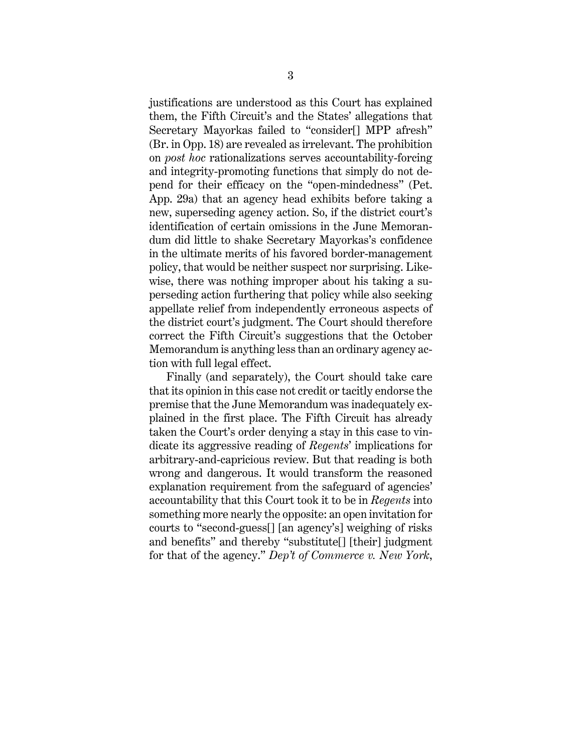justifications are understood as this Court has explained them, the Fifth Circuit's and the States' allegations that Secretary Mayorkas failed to "consider[] MPP afresh" (Br. in Opp. 18) are revealed as irrelevant. The prohibition on *post hoc* rationalizations serves accountability-forcing and integrity-promoting functions that simply do not depend for their efficacy on the "open-mindedness" (Pet. App. 29a) that an agency head exhibits before taking a new, superseding agency action. So, if the district court's identification of certain omissions in the June Memorandum did little to shake Secretary Mayorkas's confidence in the ultimate merits of his favored border-management policy, that would be neither suspect nor surprising. Likewise, there was nothing improper about his taking a superseding action furthering that policy while also seeking appellate relief from independently erroneous aspects of the district court's judgment. The Court should therefore correct the Fifth Circuit's suggestions that the October Memorandum is anything less than an ordinary agency action with full legal effect.

Finally (and separately), the Court should take care that its opinion in this case not credit or tacitly endorse the premise that the June Memorandum was inadequately explained in the first place. The Fifth Circuit has already taken the Court's order denying a stay in this case to vindicate its aggressive reading of *Regents*' implications for arbitrary-and-capricious review. But that reading is both wrong and dangerous. It would transform the reasoned explanation requirement from the safeguard of agencies' accountability that this Court took it to be in *Regents* into something more nearly the opposite: an open invitation for courts to "second-guess[] [an agency's] weighing of risks and benefits" and thereby "substitute[] [their] judgment for that of the agency." *Dep't of Commerce v. New York*,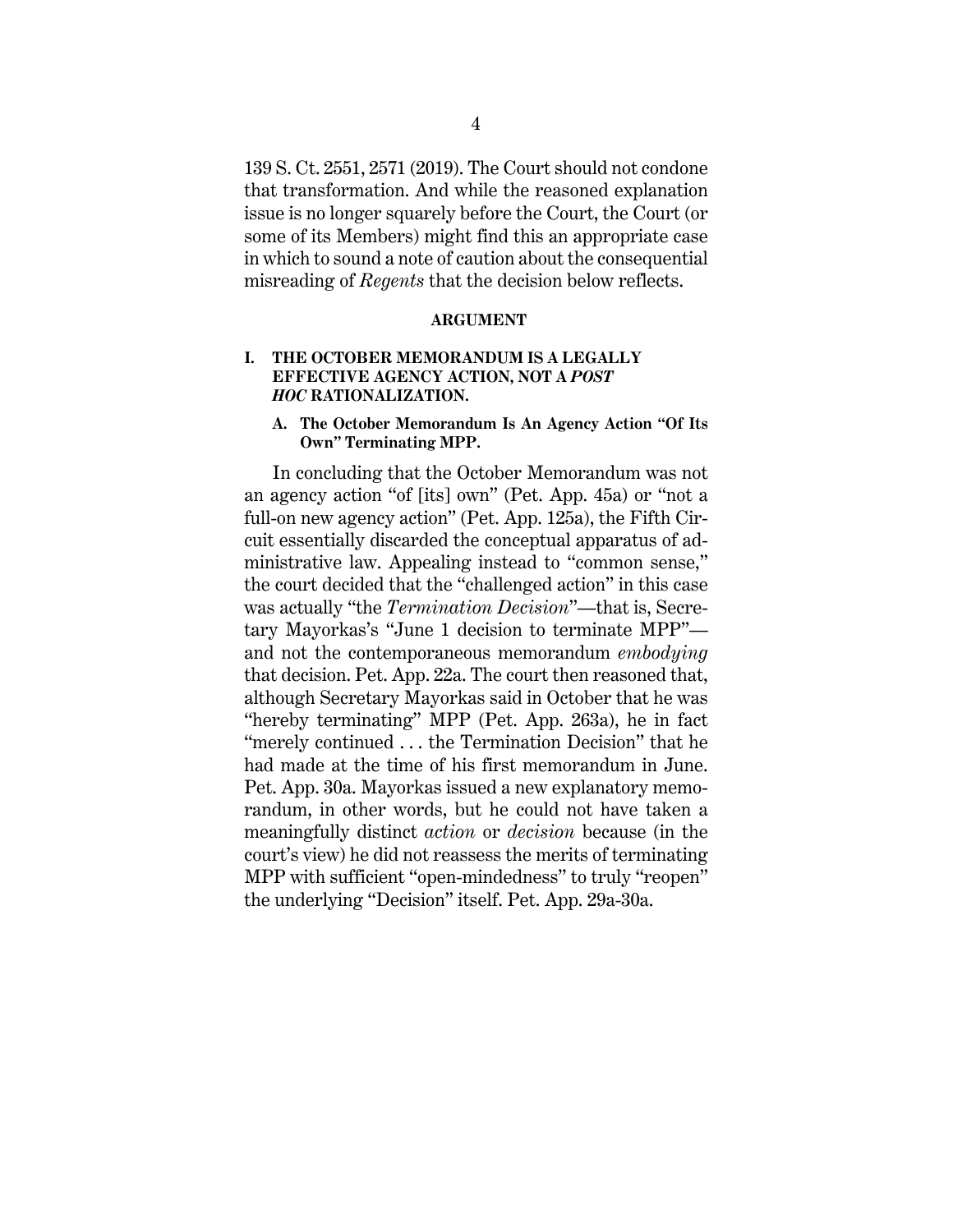139 S. Ct. 2551, 2571 (2019). The Court should not condone that transformation. And while the reasoned explanation issue is no longer squarely before the Court, the Court (or some of its Members) might find this an appropriate case in which to sound a note of caution about the consequential misreading of *Regents* that the decision below reflects.

## ARGUMENT

### I. THE OCTOBER MEMORANDUM IS A LEGALLY EFFECTIVE AGENCY ACTION, NOT A *POST HOC* RATIONALIZATION.

#### A. The October Memorandum Is An Agency Action "Of Its Own" Terminating MPP.

In concluding that the October Memorandum was not an agency action "of [its] own" (Pet. App. 45a) or "not a full-on new agency action" (Pet. App. 125a), the Fifth Circuit essentially discarded the conceptual apparatus of administrative law. Appealing instead to "common sense," the court decided that the "challenged action" in this case was actually "the *Termination Decision*"—that is, Secretary Mayorkas's "June 1 decision to terminate MPP"—and not the contemporaneous memorandum *embodying* that decision. Pet. App. 22a. The court then reasoned that, although Secretary Mayorkas said in October that he was "hereby terminating" MPP (Pet. App. 263a), he in fact "merely continued . . . the Termination Decision" that he had made at the time of his first memorandum in June. Pet. App. 30a. Mayorkas issued a new explanatory memorandum, in other words, but he could not have taken a meaningfully distinct *action* or *decision* because (in the court's view) he did not reassess the merits of terminating MPP with sufficient "open-mindedness" to truly "reopen" the underlying "Decision" itself. Pet. App. 29a-30a.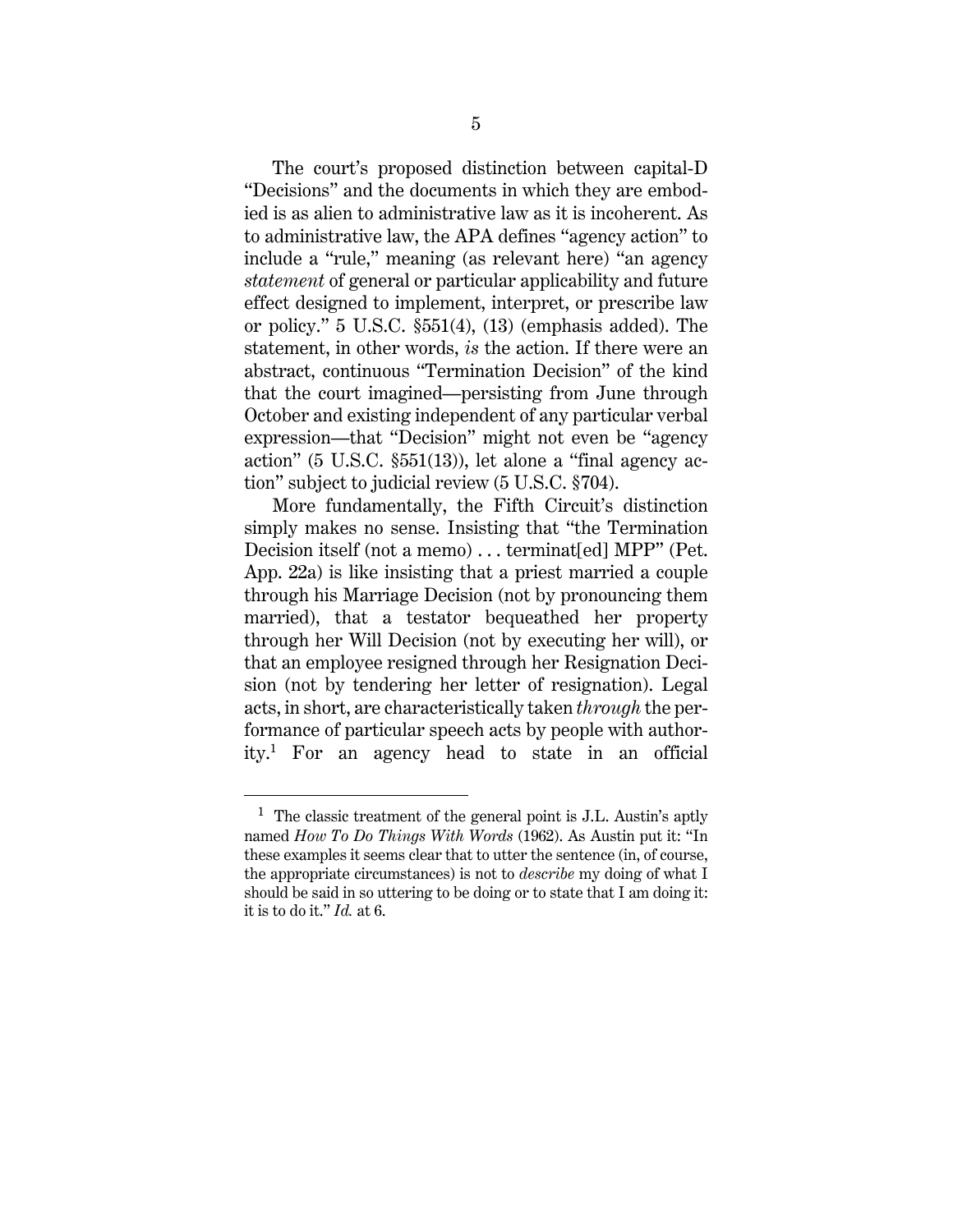The court's proposed distinction between capital-D "Decisions" and the documents in which they are embodied is as alien to administrative law as it is incoherent. As to administrative law, the APA defines "agency action" to include a "rule," meaning (as relevant here) "an agency *statement* of general or particular applicability and future effect designed to implement, interpret, or prescribe law or policy." 5 U.S.C. §551(4), (13) (emphasis added). The statement, in other words, *is* the action. If there were an abstract, continuous "Termination Decision" of the kind that the court imagined—persisting from June through October and existing independent of any particular verbal expression—that "Decision" might not even be "agency action" (5 U.S.C. §551(13)), let alone a "final agency action" subject to judicial review (5 U.S.C. §704).

More fundamentally, the Fifth Circuit's distinction simply makes no sense. Insisting that "the Termination Decision itself (not a memo) . . . terminat[ed] MPP" (Pet. App. 22a) is like insisting that a priest married a couple through his Marriage Decision (not by pronouncing them married), that a testator bequeathed her property through her Will Decision (not by executing her will), or that an employee resigned through her Resignation Decision (not by tendering her letter of resignation). Legal acts, in short, are characteristically taken *through* the performance of particular speech acts by people with authority.[1] For an agency head to state in an official

---

[1] The classic treatment of the general point is J.L. Austin's aptly named *How To Do Things With Words* (1962). As Austin put it: "In these examples it seems clear that to utter the sentence (in, of course, the appropriate circumstances) is not to *describe* my doing of what I should be said in so uttering to be doing or to state that I am doing it: it is to do it." *Id.* at 6.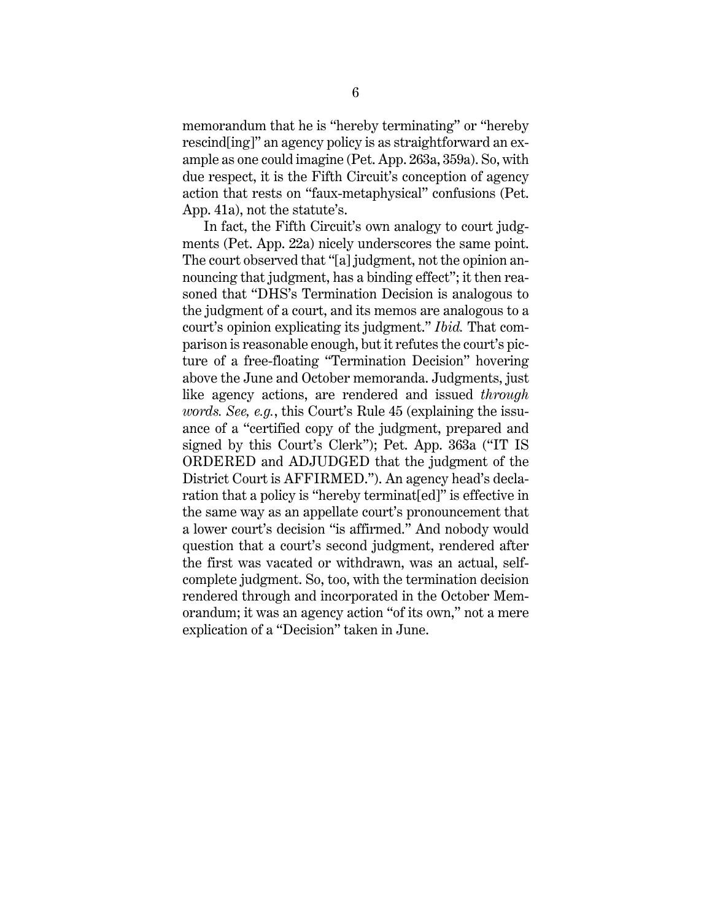memorandum that he is "hereby terminating" or "hereby rescind[ing]" an agency policy is as straightforward an example as one could imagine (Pet. App. 263a, 359a). So, with due respect, it is the Fifth Circuit's conception of agency action that rests on "faux-metaphysical" confusions (Pet. App. 41a), not the statute's.

In fact, the Fifth Circuit's own analogy to court judgments (Pet. App. 22a) nicely underscores the same point. The court observed that "[a] judgment, not the opinion announcing that judgment, has a binding effect"; it then reasoned that "DHS's Termination Decision is analogous to the judgment of a court, and its memos are analogous to a court's opinion explicating its judgment." *Ibid.* That comparison is reasonable enough, but it refutes the court's picture of a free-floating "Termination Decision" hovering above the June and October memoranda. Judgments, just like agency actions, are rendered and issued *through words. See, e.g.*, this Court's Rule 45 (explaining the issuance of a "certified copy of the judgment, prepared and signed by this Court's Clerk"); Pet. App. 363a ("IT IS ORDERED and ADJUDGED that the judgment of the District Court is AFFIRMED."). An agency head's declaration that a policy is "hereby terminat[ed]" is effective in the same way as an appellate court's pronouncement that a lower court's decision "is affirmed." And nobody would question that a court's second judgment, rendered after the first was vacated or withdrawn, was an actual, self-complete judgment. So, too, with the termination decision rendered through and incorporated in the October Memorandum; it was an agency action "of its own," not a mere explication of a "Decision" taken in June.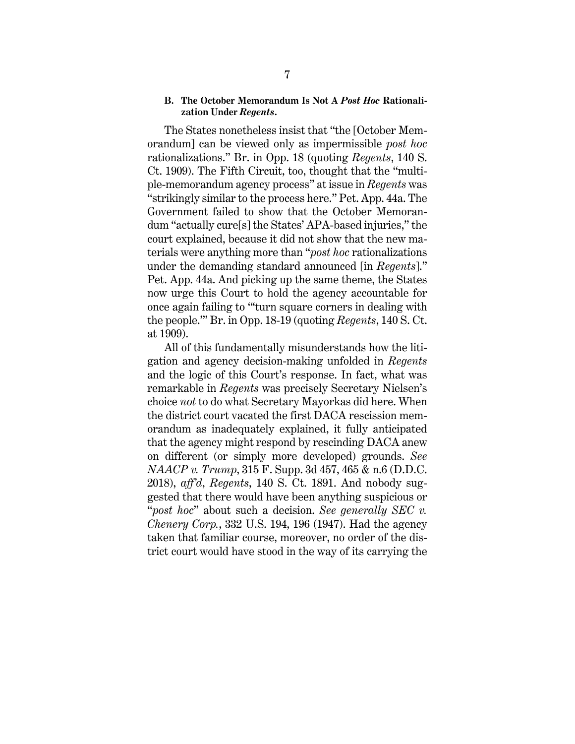### B. The October Memorandum Is Not A *Post Hoc* Rationalization Under *Regents*.

The States nonetheless insist that "the [October Memorandum] can be viewed only as impermissible *post hoc* rationalizations." Br. in Opp. 18 (quoting *Regents*, 140 S. Ct. 1909). The Fifth Circuit, too, thought that the "multiple-memorandum agency process" at issue in *Regents* was "strikingly similar to the process here." Pet. App. 44a. The Government failed to show that the October Memorandum "actually cure[s] the States' APA-based injuries," the court explained, because it did not show that the new materials were anything more than "*post hoc* rationalizations under the demanding standard announced [in *Regents*]." Pet. App. 44a. And picking up the same theme, the States now urge this Court to hold the agency accountable for once again failing to "'turn square corners in dealing with the people.'" Br. in Opp. 18-19 (quoting *Regents*, 140 S. Ct. at 1909).

All of this fundamentally misunderstands how the litigation and agency decision-making unfolded in *Regents* and the logic of this Court's response. In fact, what was remarkable in *Regents* was precisely Secretary Nielsen's choice *not* to do what Secretary Mayorkas did here. When the district court vacated the first DACA rescission memorandum as inadequately explained, it fully anticipated that the agency might respond by rescinding DACA anew on different (or simply more developed) grounds. *See NAACP v. Trump*, 315 F. Supp. 3d 457, 465 & n.6 (D.D.C. 2018), *aff'd*, *Regents*, 140 S. Ct. 1891. And nobody suggested that there would have been anything suspicious or "*post hoc*" about such a decision. *See generally SEC v. Chenery Corp.*, 332 U.S. 194, 196 (1947). Had the agency taken that familiar course, moreover, no order of the district court would have stood in the way of its carrying the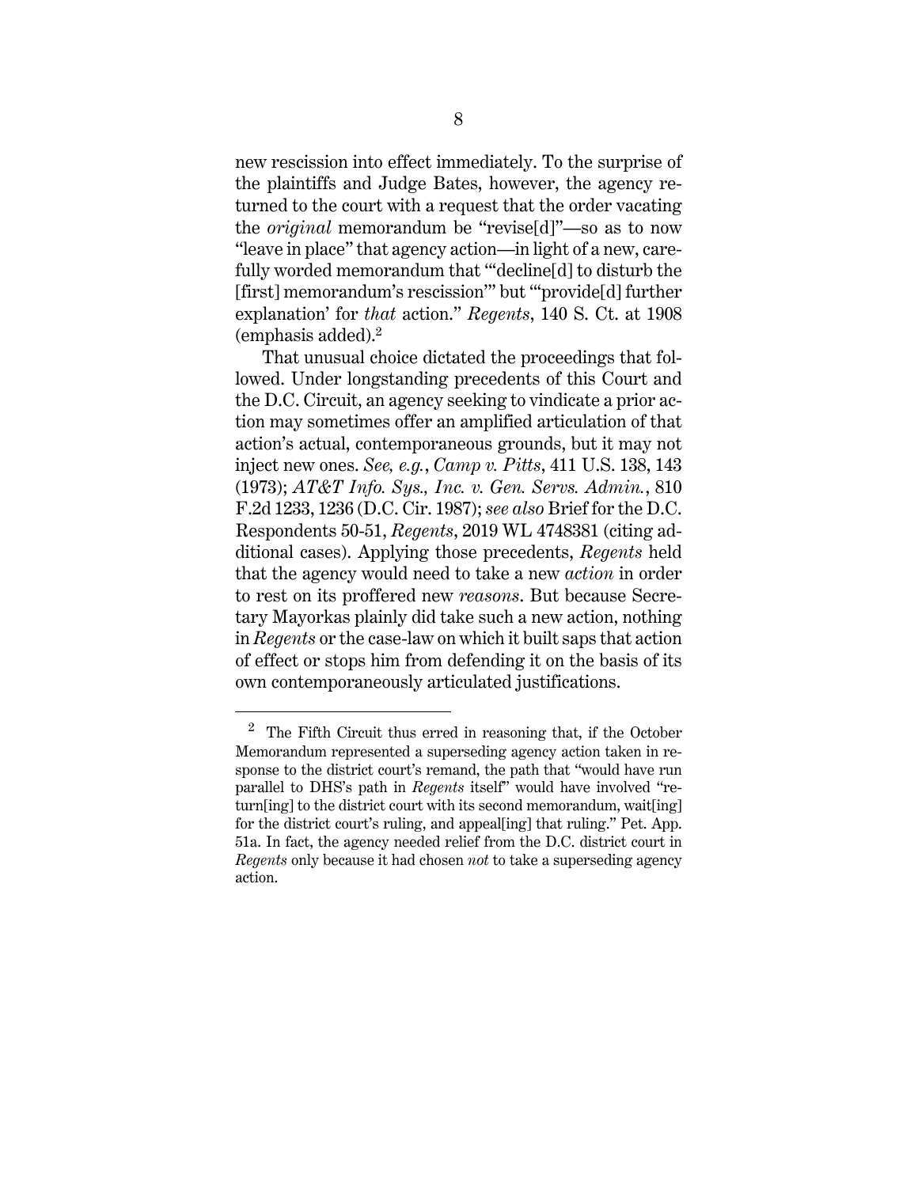new rescission into effect immediately. To the surprise of the plaintiffs and Judge Bates, however, the agency returned to the court with a request that the order vacating the *original* memorandum be "revise[d]"—so as to now "leave in place" that agency action—in light of a new, carefully worded memorandum that "'decline[d] to disturb the [first] memorandum's rescission'" but "'provide[d] further explanation' for *that* action." *Regents*, 140 S. Ct. at 1908 (emphasis added).[2]

That unusual choice dictated the proceedings that followed. Under longstanding precedents of this Court and the D.C. Circuit, an agency seeking to vindicate a prior action may sometimes offer an amplified articulation of that action's actual, contemporaneous grounds, but it may not inject new ones. *See, e.g.*, *Camp v. Pitts*, 411 U.S. 138, 143 (1973); *AT&T Info. Sys., Inc. v. Gen. Servs. Admin.*, 810 F.2d 1233, 1236 (D.C. Cir. 1987); *see also* Brief for the D.C. Respondents 50-51, *Regents*, 2019 WL 4748381 (citing additional cases). Applying those precedents, *Regents* held that the agency would need to take a new *action* in order to rest on its proffered new *reasons*. But because Secretary Mayorkas plainly did take such a new action, nothing in *Regents* or the case-law on which it built saps that action of effect or stops him from defending it on the basis of its own contemporaneously articulated justifications.

---

[2] The Fifth Circuit thus erred in reasoning that, if the October Memorandum represented a superseding agency action taken in response to the district court's remand, the path that "would have run parallel to DHS's path in *Regents* itself" would have involved "return[ing] to the district court with its second memorandum, wait[ing] for the district court's ruling, and appeal[ing] that ruling." Pet. App. 51a. In fact, the agency needed relief from the D.C. district court in *Regents* only because it had chosen *not* to take a superseding agency action.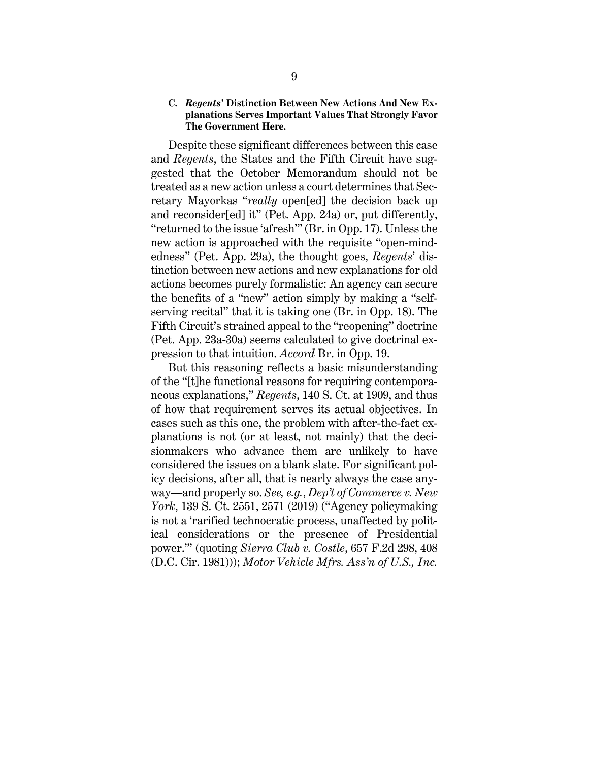### C. *Regents*' Distinction Between New Actions And New Explanations Serves Important Values That Strongly Favor The Government Here.

Despite these significant differences between this case and *Regents*, the States and the Fifth Circuit have suggested that the October Memorandum should not be treated as a new action unless a court determines that Secretary Mayorkas "*really* open[ed] the decision back up and reconsider[ed] it" (Pet. App. 24a) or, put differently, "returned to the issue 'afresh'" (Br. in Opp. 17). Unless the new action is approached with the requisite "open-mindedness" (Pet. App. 29a), the thought goes, *Regents*' distinction between new actions and new explanations for old actions becomes purely formalistic: An agency can secure the benefits of a "new" action simply by making a "self-serving recital" that it is taking one (Br. in Opp. 18). The Fifth Circuit's strained appeal to the "reopening" doctrine (Pet. App. 23a-30a) seems calculated to give doctrinal expression to that intuition. *Accord* Br. in Opp. 19.

But this reasoning reflects a basic misunderstanding of the "[t]he functional reasons for requiring contemporaneous explanations," *Regents*, 140 S. Ct. at 1909, and thus of how that requirement serves its actual objectives. In cases such as this one, the problem with after-the-fact explanations is not (or at least, not mainly) that the decisionmakers who advance them are unlikely to have considered the issues on a blank slate. For significant policy decisions, after all, that is nearly always the case anyway—and properly so. *See, e.g.*, *Dep't of Commerce v. New York*, 139 S. Ct. 2551, 2571 (2019) ("Agency policymaking is not a 'rarified technocratic process, unaffected by political considerations or the presence of Presidential power.'" (quoting *Sierra Club v. Costle*, 657 F.2d 298, 408 (D.C. Cir. 1981))); *Motor Vehicle Mfrs. Ass'n of U.S., Inc.*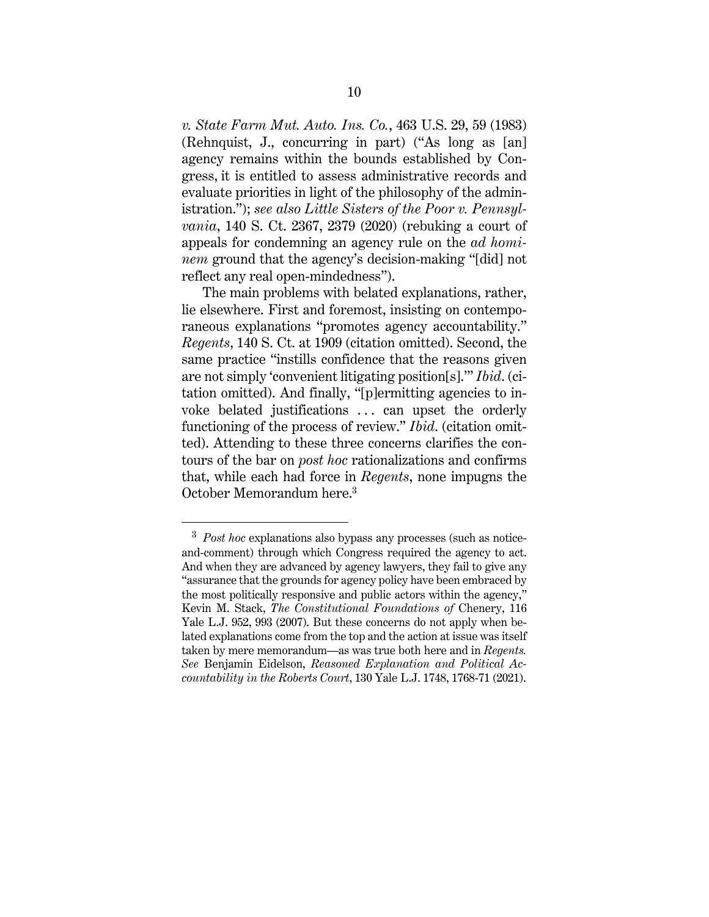*v. State Farm Mut. Auto. Ins. Co.*, 463 U.S. 29, 59 (1983) (Rehnquist, J., concurring in part) ("As long as [an] agency remains within the bounds established by Congress, it is entitled to assess administrative records and evaluate priorities in light of the philosophy of the administration."); *see also Little Sisters of the Poor v. Pennsylvania*, 140 S. Ct. 2367, 2379 (2020) (rebuking a court of appeals for condemning an agency rule on the *ad hominem* ground that the agency's decision-making "[did] not reflect any real open-mindedness").

The main problems with belated explanations, rather, lie elsewhere. First and foremost, insisting on contemporaneous explanations "promotes agency accountability." *Regents*, 140 S. Ct. at 1909 (citation omitted). Second, the same practice "instills confidence that the reasons given are not simply 'convenient litigating position[s].'" *Ibid.* (citation omitted). And finally, "[p]ermitting agencies to invoke belated justifications . . . can upset the orderly functioning of the process of review." *Ibid.* (citation omitted). Attending to these three concerns clarifies the contours of the bar on *post hoc* rationalizations and confirms that, while each had force in *Regents*, none impugns the October Memorandum here.[3]

---

[3] *Post hoc* explanations also bypass any processes (such as notice-and-comment) through which Congress required the agency to act. And when they are advanced by agency lawyers, they fail to give any "assurance that the grounds for agency policy have been embraced by the most politically responsive and public actors within the agency," Kevin M. Stack, *The Constitutional Foundations of* Chenery, 116 Yale L.J. 952, 993 (2007). But these concerns do not apply when belated explanations come from the top and the action at issue was itself taken by mere memorandum—as was true both here and in *Regents. See* Benjamin Eidelson, *Reasoned Explanation and Political Accountability in the Roberts Court*, 130 Yale L.J. 1748, 1768-71 (2021).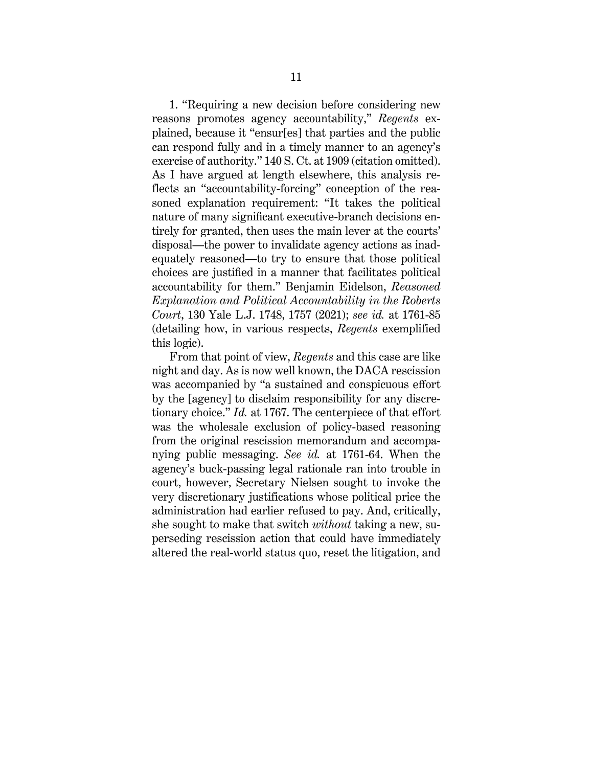1. "Requiring a new decision before considering new reasons promotes agency accountability," *Regents* explained, because it "ensur[es] that parties and the public can respond fully and in a timely manner to an agency's exercise of authority." 140 S. Ct. at 1909 (citation omitted). As I have argued at length elsewhere, this analysis reflects an "accountability-forcing" conception of the reasoned explanation requirement: "It takes the political nature of many significant executive-branch decisions entirely for granted, then uses the main lever at the courts' disposal—the power to invalidate agency actions as inadequately reasoned—to try to ensure that those political choices are justified in a manner that facilitates political accountability for them." Benjamin Eidelson, *Reasoned Explanation and Political Accountability in the Roberts Court*, 130 Yale L.J. 1748, 1757 (2021); *see id.* at 1761-85 (detailing how, in various respects, *Regents* exemplified this logic).

From that point of view, *Regents* and this case are like night and day. As is now well known, the DACA rescission was accompanied by "a sustained and conspicuous effort by the [agency] to disclaim responsibility for any discretionary choice." *Id.* at 1767. The centerpiece of that effort was the wholesale exclusion of policy-based reasoning from the original rescission memorandum and accompanying public messaging. *See id.* at 1761-64. When the agency's buck-passing legal rationale ran into trouble in court, however, Secretary Nielsen sought to invoke the very discretionary justifications whose political price the administration had earlier refused to pay. And, critically, she sought to make that switch *without* taking a new, superseding rescission action that could have immediately altered the real-world status quo, reset the litigation, and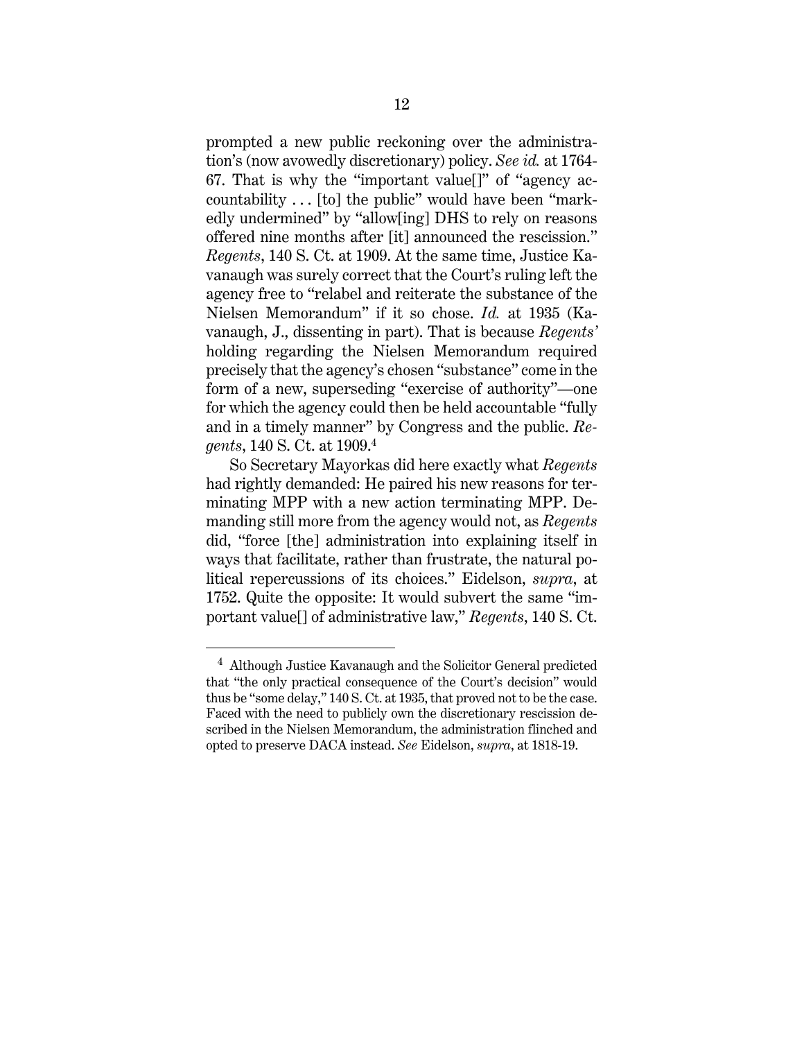prompted a new public reckoning over the administration's (now avowedly discretionary) policy. *See id.* at 1764-67. That is why the "important value[]" of "agency accountability . . . [to] the public" would have been "markedly undermined" by "allow[ing] DHS to rely on reasons offered nine months after [it] announced the rescission." *Regents*, 140 S. Ct. at 1909. At the same time, Justice Kavanaugh was surely correct that the Court's ruling left the agency free to "relabel and reiterate the substance of the Nielsen Memorandum" if it so chose. *Id.* at 1935 (Kavanaugh, J., dissenting in part). That is because *Regents'* holding regarding the Nielsen Memorandum required precisely that the agency's chosen "substance" come in the form of a new, superseding "exercise of authority"—one for which the agency could then be held accountable "fully and in a timely manner" by Congress and the public. *Regents*, 140 S. Ct. at 1909.[4]

So Secretary Mayorkas did here exactly what *Regents* had rightly demanded: He paired his new reasons for terminating MPP with a new action terminating MPP. Demanding still more from the agency would not, as *Regents* did, "force [the] administration into explaining itself in ways that facilitate, rather than frustrate, the natural political repercussions of its choices." Eidelson, *supra*, at 1752. Quite the opposite: It would subvert the same "important value[] of administrative law," *Regents*, 140 S. Ct.

---

[4] Although Justice Kavanaugh and the Solicitor General predicted that "the only practical consequence of the Court's decision" would thus be "some delay," 140 S. Ct. at 1935, that proved not to be the case. Faced with the need to publicly own the discretionary rescission described in the Nielsen Memorandum, the administration flinched and opted to preserve DACA instead. *See* Eidelson, *supra*, at 1818-19.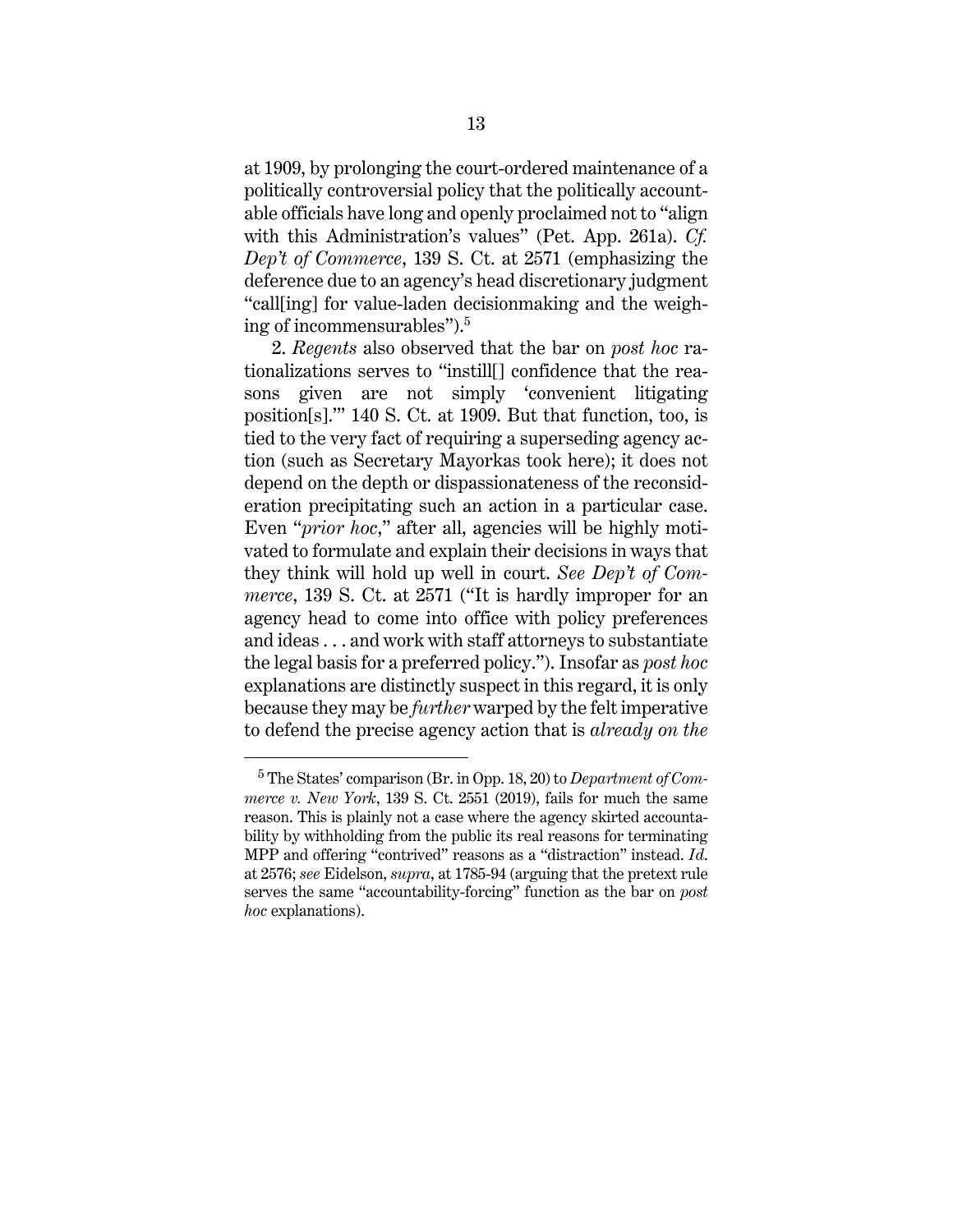at 1909, by prolonging the court-ordered maintenance of a politically controversial policy that the politically accountable officials have long and openly proclaimed not to "align with this Administration's values" (Pet. App. 261a). *Cf. Dep't of Commerce*, 139 S. Ct. at 2571 (emphasizing the deference due to an agency's head discretionary judgment "call[ing] for value-laden decisionmaking and the weighing of incommensurables").[5]

2. *Regents* also observed that the bar on *post hoc* rationalizations serves to "instill[] confidence that the reasons given are not simply 'convenient litigating position[s].'" 140 S. Ct. at 1909. But that function, too, is tied to the very fact of requiring a superseding agency action (such as Secretary Mayorkas took here); it does not depend on the depth or dispassionateness of the reconsideration precipitating such an action in a particular case. Even "*prior hoc*," after all, agencies will be highly motivated to formulate and explain their decisions in ways that they think will hold up well in court. *See Dep't of Commerce*, 139 S. Ct. at 2571 ("It is hardly improper for an agency head to come into office with policy preferences and ideas . . . and work with staff attorneys to substantiate the legal basis for a preferred policy."). Insofar as *post hoc* explanations are distinctly suspect in this regard, it is only because they may be *further* warped by the felt imperative to defend the precise agency action that is *already on the*

---

[5] The States' comparison (Br. in Opp. 18, 20) to *Department of Commerce v. New York*, 139 S. Ct. 2551 (2019), fails for much the same reason. This is plainly not a case where the agency skirted accountability by withholding from the public its real reasons for terminating MPP and offering "contrived" reasons as a "distraction" instead. *Id.* at 2576; *see* Eidelson, *supra*, at 1785-94 (arguing that the pretext rule serves the same "accountability-forcing" function as the bar on *post hoc* explanations).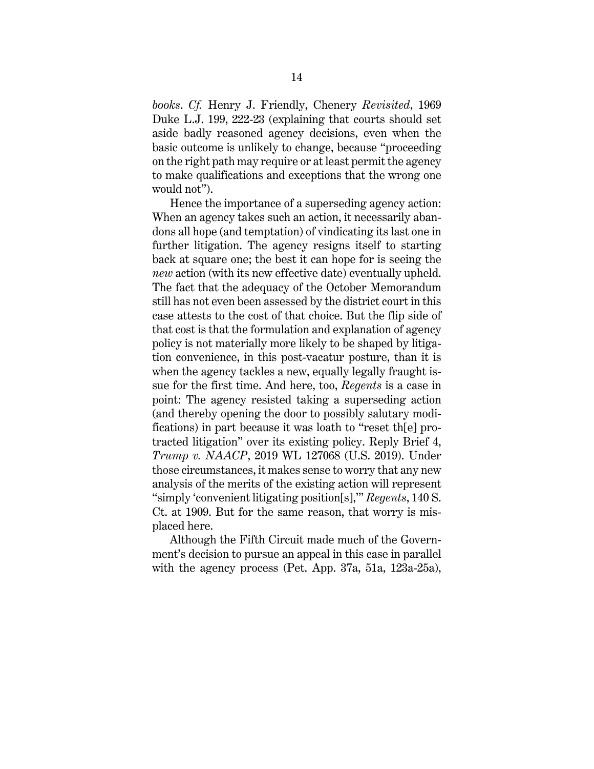*books*. *Cf.* Henry J. Friendly, Chenery *Revisited*, 1969 Duke L.J. 199, 222-23 (explaining that courts should set aside badly reasoned agency decisions, even when the basic outcome is unlikely to change, because "proceeding on the right path may require or at least permit the agency to make qualifications and exceptions that the wrong one would not").

Hence the importance of a superseding agency action: When an agency takes such an action, it necessarily abandons all hope (and temptation) of vindicating its last one in further litigation. The agency resigns itself to starting back at square one; the best it can hope for is seeing the *new* action (with its new effective date) eventually upheld. The fact that the adequacy of the October Memorandum still has not even been assessed by the district court in this case attests to the cost of that choice. But the flip side of that cost is that the formulation and explanation of agency policy is not materially more likely to be shaped by litigation convenience, in this post-vacatur posture, than it is when the agency tackles a new, equally legally fraught issue for the first time. And here, too, *Regents* is a case in point: The agency resisted taking a superseding action (and thereby opening the door to possibly salutary modifications) in part because it was loath to "reset th[e] protracted litigation" over its existing policy. Reply Brief 4, *Trump v. NAACP*, 2019 WL 127068 (U.S. 2019). Under those circumstances, it makes sense to worry that any new analysis of the merits of the existing action will represent "simply 'convenient litigating position[s],'" *Regents*, 140 S. Ct. at 1909. But for the same reason, that worry is misplaced here.

Although the Fifth Circuit made much of the Government's decision to pursue an appeal in this case in parallel with the agency process (Pet. App. 37a, 51a, 123a-25a),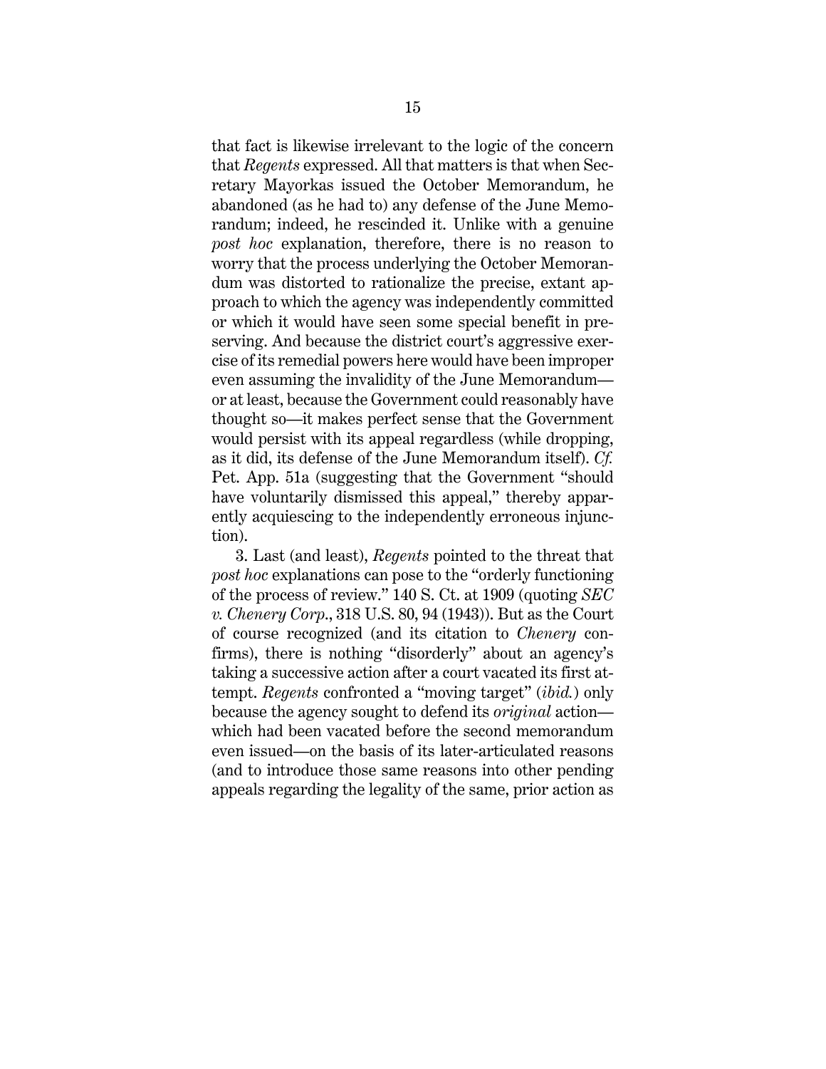that fact is likewise irrelevant to the logic of the concern that *Regents* expressed. All that matters is that when Secretary Mayorkas issued the October Memorandum, he abandoned (as he had to) any defense of the June Memorandum; indeed, he rescinded it. Unlike with a genuine *post hoc* explanation, therefore, there is no reason to worry that the process underlying the October Memorandum was distorted to rationalize the precise, extant approach to which the agency was independently committed or which it would have seen some special benefit in preserving. And because the district court's aggressive exercise of its remedial powers here would have been improper even assuming the invalidity of the June Memorandum—or at least, because the Government could reasonably have thought so—it makes perfect sense that the Government would persist with its appeal regardless (while dropping, as it did, its defense of the June Memorandum itself). *Cf.* Pet. App. 51a (suggesting that the Government "should have voluntarily dismissed this appeal," thereby apparently acquiescing to the independently erroneous injunction).

3. Last (and least), *Regents* pointed to the threat that *post hoc* explanations can pose to the "orderly functioning of the process of review." 140 S. Ct. at 1909 (quoting *SEC v. Chenery Corp.*, 318 U.S. 80, 94 (1943)). But as the Court of course recognized (and its citation to *Chenery* confirms), there is nothing "disorderly" about an agency's taking a successive action after a court vacated its first attempt. *Regents* confronted a "moving target" (*ibid.*) only because the agency sought to defend its *original* action—which had been vacated before the second memorandum even issued—on the basis of its later-articulated reasons (and to introduce those same reasons into other pending appeals regarding the legality of the same, prior action as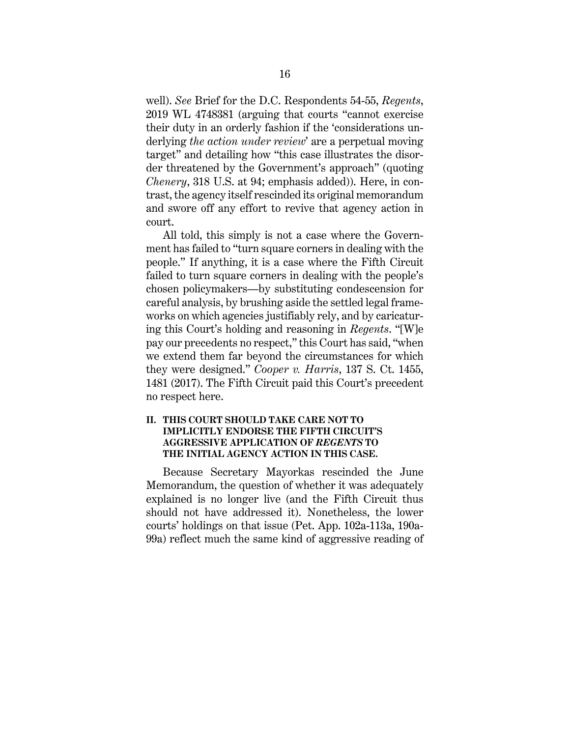well). *See* Brief for the D.C. Respondents 54-55, *Regents*, 2019 WL 4748381 (arguing that courts "cannot exercise their duty in an orderly fashion if the 'considerations underlying *the action under review*' are a perpetual moving target" and detailing how "this case illustrates the disorder threatened by the Government's approach" (quoting *Chenery*, 318 U.S. at 94; emphasis added)). Here, in contrast, the agency itself rescinded its original memorandum and swore off any effort to revive that agency action in court.

All told, this simply is not a case where the Government has failed to "turn square corners in dealing with the people." If anything, it is a case where the Fifth Circuit failed to turn square corners in dealing with the people's chosen policymakers—by substituting condescension for careful analysis, by brushing aside the settled legal frameworks on which agencies justifiably rely, and by caricaturing this Court's holding and reasoning in *Regents*. "[W]e pay our precedents no respect," this Court has said, "when we extend them far beyond the circumstances for which they were designed." *Cooper v. Harris*, 137 S. Ct. 1455, 1481 (2017). The Fifth Circuit paid this Court's precedent no respect here.

## II. THIS COURT SHOULD TAKE CARE NOT TO IMPLICITLY ENDORSE THE FIFTH CIRCUIT'S AGGRESSIVE APPLICATION OF *REGENTS* TO THE INITIAL AGENCY ACTION IN THIS CASE.

Because Secretary Mayorkas rescinded the June Memorandum, the question of whether it was adequately explained is no longer live (and the Fifth Circuit thus should not have addressed it). Nonetheless, the lower courts' holdings on that issue (Pet. App. 102a-113a, 190a-99a) reflect much the same kind of aggressive reading of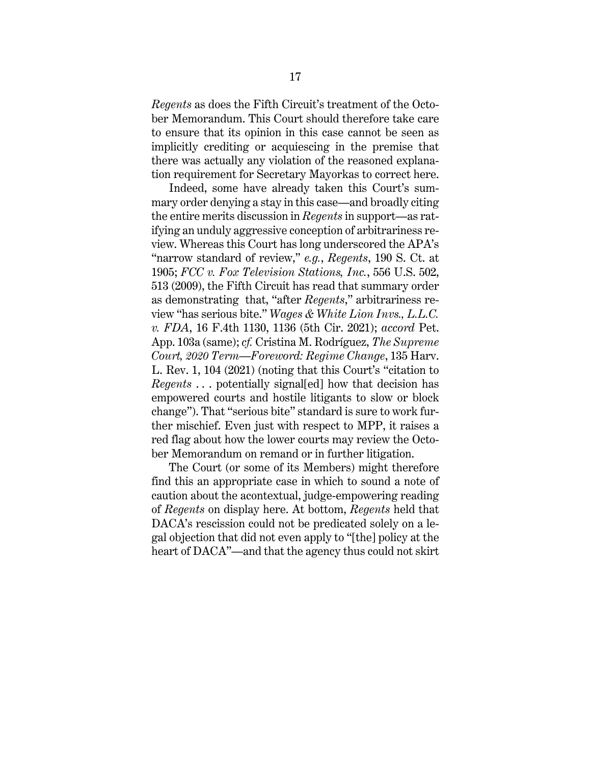*Regents* as does the Fifth Circuit's treatment of the October Memorandum. This Court should therefore take care to ensure that its opinion in this case cannot be seen as implicitly crediting or acquiescing in the premise that there was actually any violation of the reasoned explanation requirement for Secretary Mayorkas to correct here.

Indeed, some have already taken this Court's summary order denying a stay in this case—and broadly citing the entire merits discussion in *Regents* in support—as ratifying an unduly aggressive conception of arbitrariness review. Whereas this Court has long underscored the APA's "narrow standard of review," *e.g.*, *Regents*, 190 S. Ct. at 1905; *FCC v. Fox Television Stations, Inc.*, 556 U.S. 502, 513 (2009), the Fifth Circuit has read that summary order as demonstrating that, "after *Regents*," arbitrariness review "has serious bite." *Wages & White Lion Invs., L.L.C. v. FDA*, 16 F.4th 1130, 1136 (5th Cir. 2021); *accord* Pet. App. 103a (same); *cf.* Cristina M. Rodríguez, *The Supreme Court, 2020 Term—Foreword: Regime Change*, 135 Harv. L. Rev. 1, 104 (2021) (noting that this Court's "citation to *Regents* . . . potentially signal[ed] how that decision has empowered courts and hostile litigants to slow or block change"). That "serious bite" standard is sure to work further mischief. Even just with respect to MPP, it raises a red flag about how the lower courts may review the October Memorandum on remand or in further litigation.

The Court (or some of its Members) might therefore find this an appropriate case in which to sound a note of caution about the acontextual, judge-empowering reading of *Regents* on display here. At bottom, *Regents* held that DACA's rescission could not be predicated solely on a legal objection that did not even apply to "[the] policy at the heart of DACA"—and that the agency thus could not skirt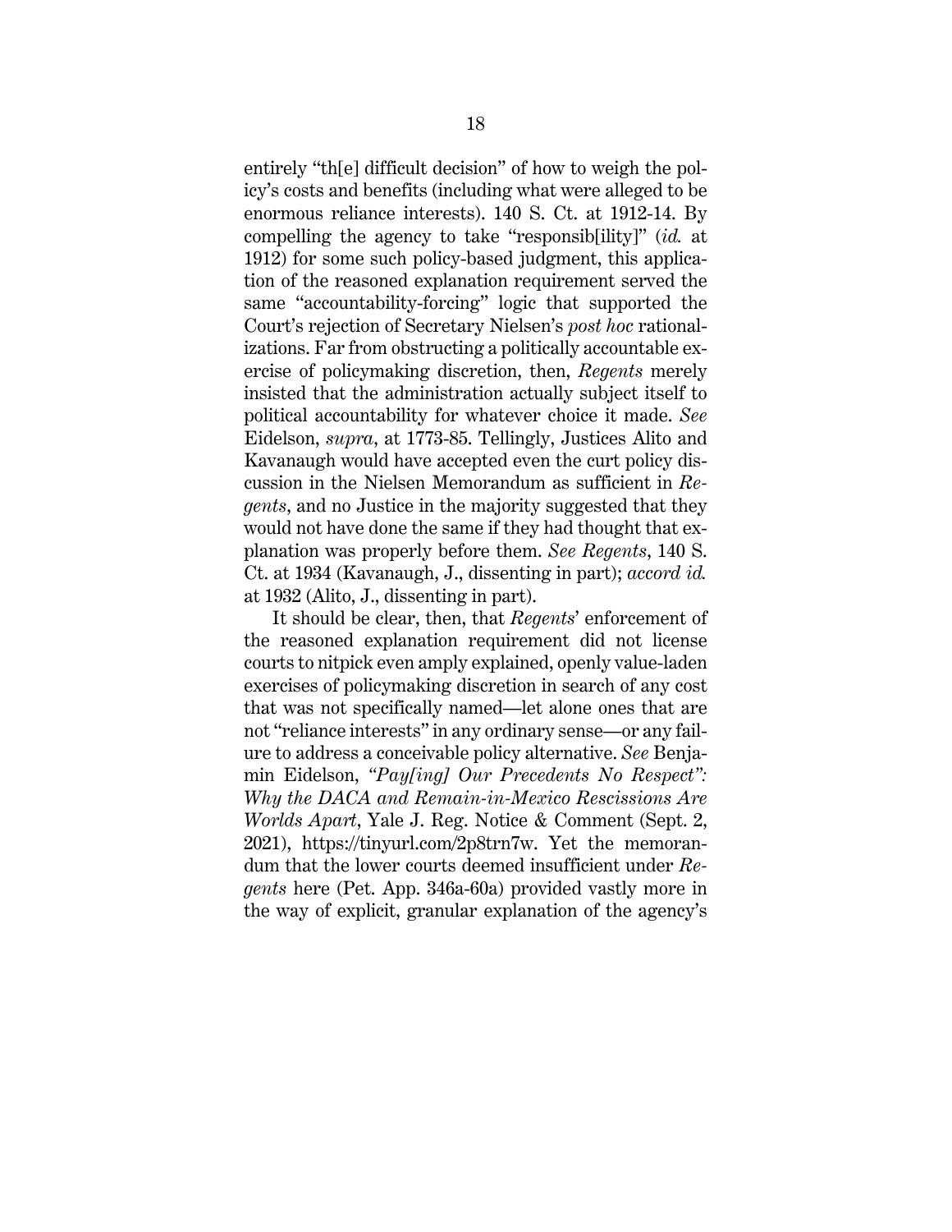entirely "th[e] difficult decision" of how to weigh the policy's costs and benefits (including what were alleged to be enormous reliance interests). 140 S. Ct. at 1912-14. By compelling the agency to take "responsib[ility]" (*id.* at 1912) for some such policy-based judgment, this application of the reasoned explanation requirement served the same "accountability-forcing" logic that supported the Court's rejection of Secretary Nielsen's *post hoc* rationalizations. Far from obstructing a politically accountable exercise of policymaking discretion, then, *Regents* merely insisted that the administration actually subject itself to political accountability for whatever choice it made. *See* Eidelson, *supra*, at 1773-85. Tellingly, Justices Alito and Kavanaugh would have accepted even the curt policy discussion in the Nielsen Memorandum as sufficient in *Regents*, and no Justice in the majority suggested that they would not have done the same if they had thought that explanation was properly before them. *See Regents*, 140 S. Ct. at 1934 (Kavanaugh, J., dissenting in part); *accord id.* at 1932 (Alito, J., dissenting in part).

It should be clear, then, that *Regents*' enforcement of the reasoned explanation requirement did not license courts to nitpick even amply explained, openly value-laden exercises of policymaking discretion in search of any cost that was not specifically named—let alone ones that are not "reliance interests" in any ordinary sense—or any failure to address a conceivable policy alternative. *See* Benjamin Eidelson, *"Pay[ing] Our Precedents No Respect": Why the DACA and Remain-in-Mexico Rescissions Are Worlds Apart*, Yale J. Reg. Notice & Comment (Sept. 2, 2021), https://tinyurl.com/2p8trn7w. Yet the memorandum that the lower courts deemed insufficient under *Regents* here (Pet. App. 346a-60a) provided vastly more in the way of explicit, granular explanation of the agency's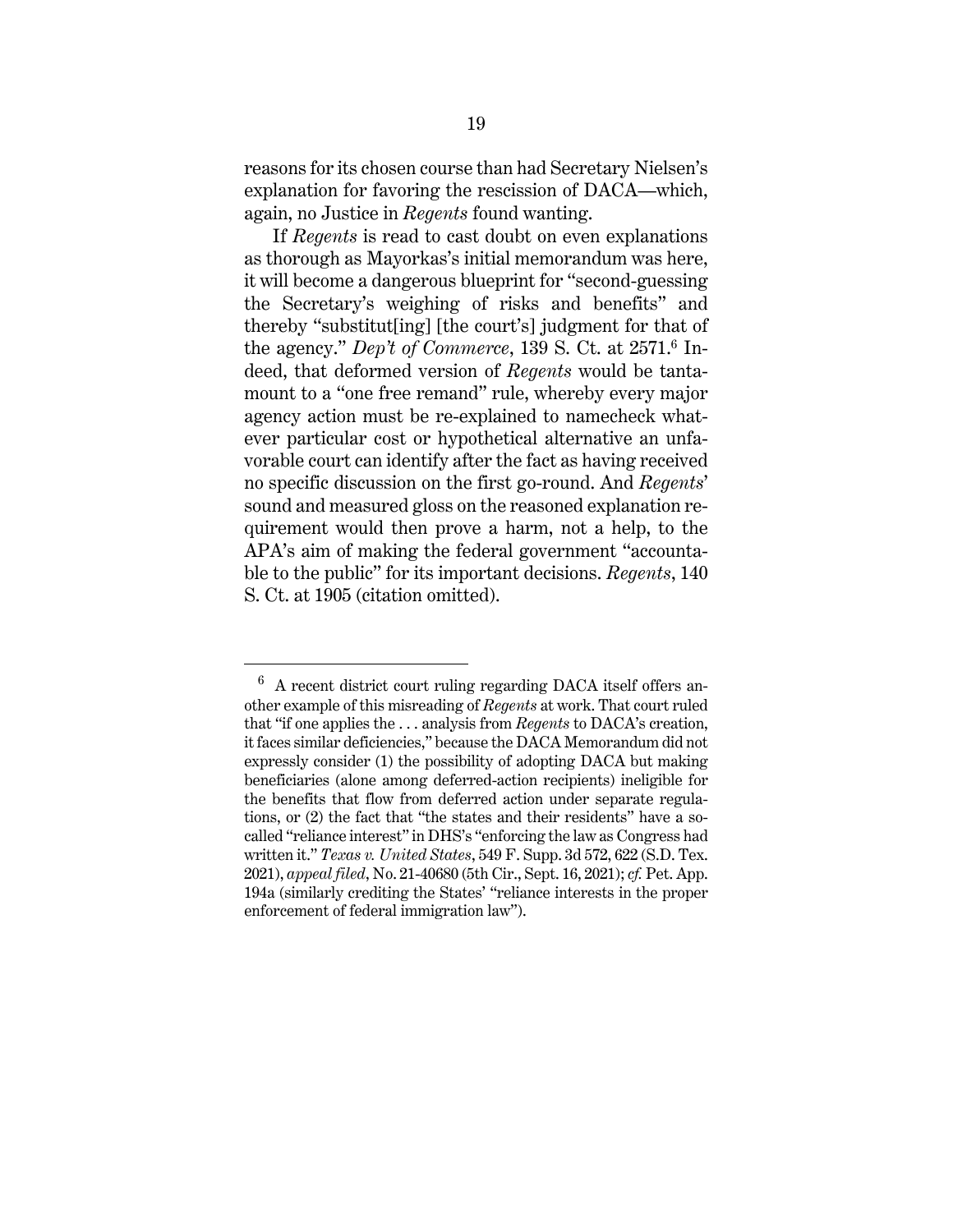reasons for its chosen course than had Secretary Nielsen's explanation for favoring the rescission of DACA—which, again, no Justice in *Regents* found wanting.

If *Regents* is read to cast doubt on even explanations as thorough as Mayorkas's initial memorandum was here, it will become a dangerous blueprint for "second-guessing the Secretary's weighing of risks and benefits" and thereby "substitut[ing] [the court's] judgment for that of the agency." *Dep't of Commerce*, 139 S. Ct. at 2571.[6] Indeed, that deformed version of *Regents* would be tantamount to a "one free remand" rule, whereby every major agency action must be re-explained to namecheck whatever particular cost or hypothetical alternative an unfavorable court can identify after the fact as having received no specific discussion on the first go-round. And *Regents*' sound and measured gloss on the reasoned explanation requirement would then prove a harm, not a help, to the APA's aim of making the federal government "accountable to the public" for its important decisions. *Regents*, 140 S. Ct. at 1905 (citation omitted).

---

[6] A recent district court ruling regarding DACA itself offers another example of this misreading of *Regents* at work. That court ruled that "if one applies the . . . analysis from *Regents* to DACA's creation, it faces similar deficiencies," because the DACA Memorandum did not expressly consider (1) the possibility of adopting DACA but making beneficiaries (alone among deferred-action recipients) ineligible for the benefits that flow from deferred action under separate regulations, or (2) the fact that "the states and their residents" have a so-called "reliance interest" in DHS's "enforcing the law as Congress had written it." *Texas v. United States*, 549 F. Supp. 3d 572, 622 (S.D. Tex. 2021), *appeal filed*, No. 21-40680 (5th Cir., Sept. 16, 2021); *cf.* Pet. App. 194a (similarly crediting the States' "reliance interests in the proper enforcement of federal immigration law").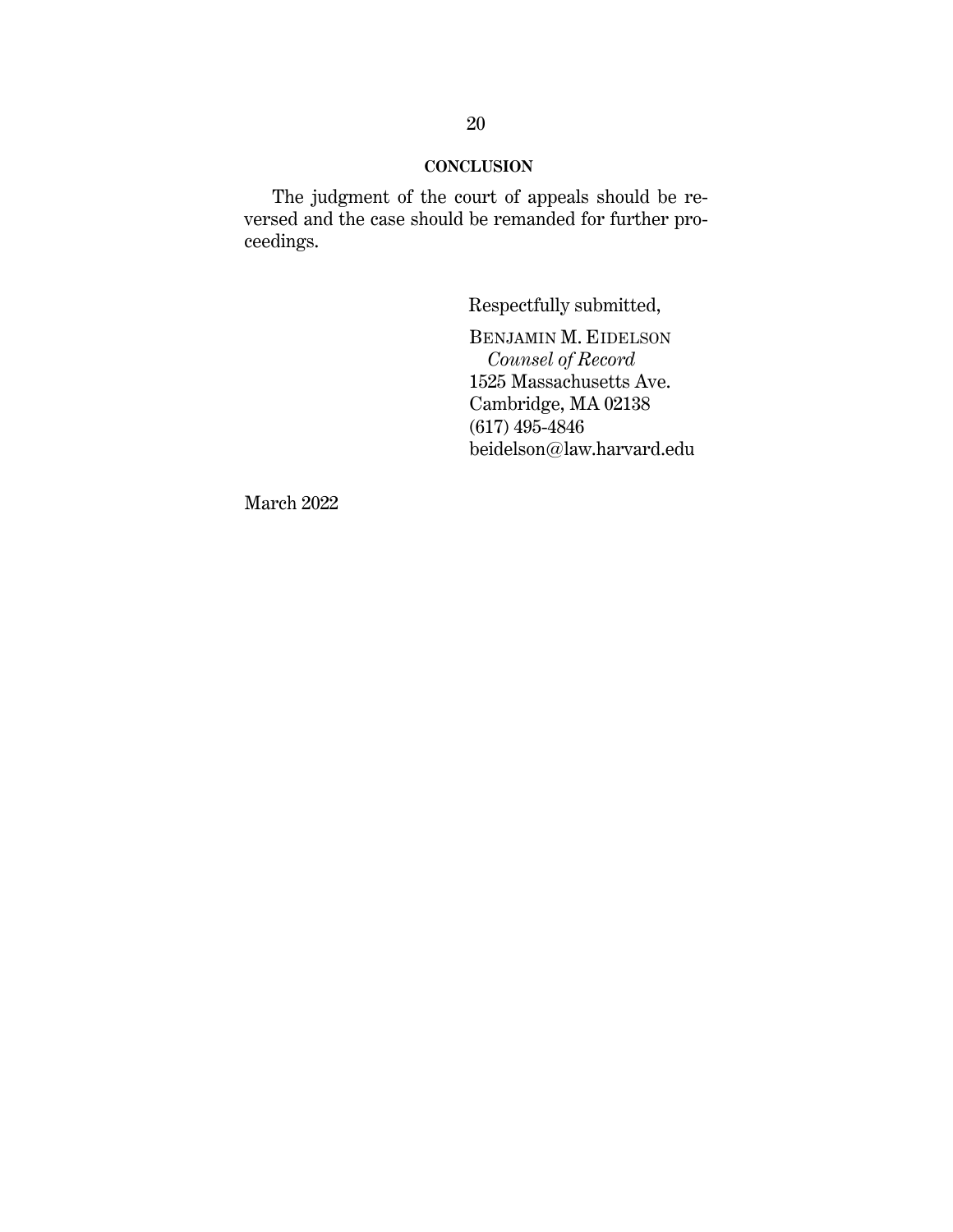## CONCLUSION

The judgment of the court of appeals should be reversed and the case should be remanded for further proceedings.

Respectfully submitted,

BENJAMIN M. EIDELSON
*Counsel of Record*
1525 Massachusetts Ave.
Cambridge, MA 02138
(617) 495-4846
beidelson@law.harvard.edu

March 2022